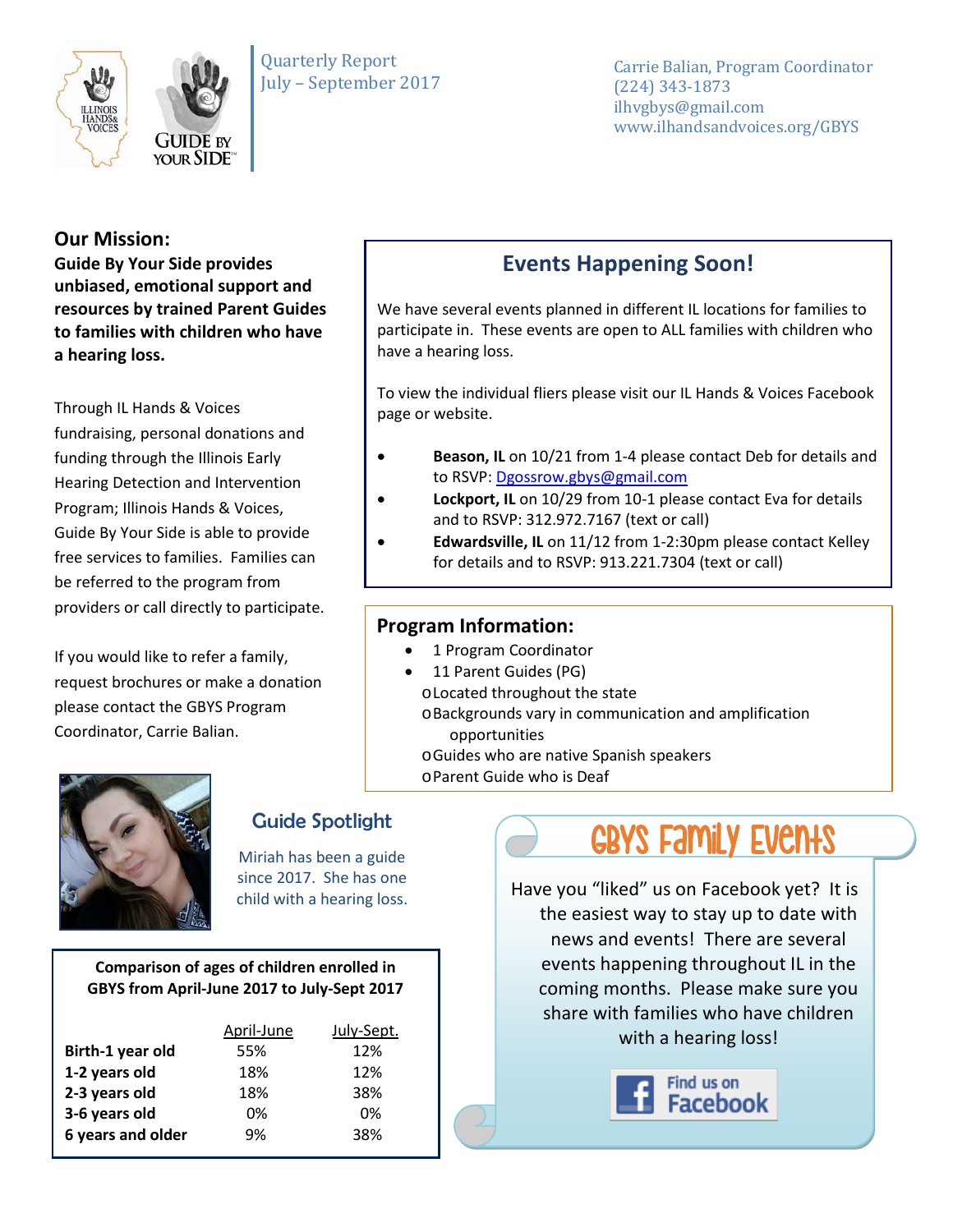Quarterly Report
July – September 2017

Carrie Balian, Program Coordinator
(224) 343-1873
ilhvgbys@gmail.com
www.ilhandsandvoices.org/GBYS

## Our Mission:

**Guide By Your Side provides unbiased, emotional support and resources by trained Parent Guides to families with children who have a hearing loss.**

Through IL Hands & Voices fundraising, personal donations and funding through the Illinois Early Hearing Detection and Intervention Program; Illinois Hands & Voices, Guide By Your Side is able to provide free services to families. Families can be referred to the program from providers or call directly to participate.

If you would like to refer a family, request brochures or make a donation please contact the GBYS Program Coordinator, Carrie Balian.

## Events Happening Soon!

We have several events planned in different IL locations for families to participate in. These events are open to ALL families with children who have a hearing loss.

To view the individual fliers please visit our IL Hands & Voices Facebook page or website.

- **Beason, IL** on 10/21 from 1-4 please contact Deb for details and to RSVP: Dgossrow.gbys@gmail.com
- **Lockport, IL** on 10/29 from 10-1 please contact Eva for details and to RSVP: 312.972.7167 (text or call)
- **Edwardsville, IL** on 11/12 from 1-2:30pm please contact Kelley for details and to RSVP: 913.221.7304 (text or call)

## Program Information:

- 1 Program Coordinator
- 11 Parent Guides (PG)
  - Located throughout the state
  - Backgrounds vary in communication and amplification opportunities
  - Guides who are native Spanish speakers
  - Parent Guide who is Deaf

### Guide Spotlight

Miriah has been a guide since 2017. She has one child with a hearing loss.

**Comparison of ages of children enrolled in GBYS from April-June 2017 to July-Sept 2017**

| | April-June | July-Sept. |
|---|---|---|
| **Birth-1 year old** | 55% | 12% |
| **1-2 years old** | 18% | 12% |
| **2-3 years old** | 18% | 38% |
| **3-6 years old** | 0% | 0% |
| **6 years and older** | 9% | 38% |

## GBYS Family Events

Have you "liked" us on Facebook yet? It is the easiest way to stay up to date with news and events! There are several events happening throughout IL in the coming months. Please make sure you share with families who have children with a hearing loss!

Find us on Facebook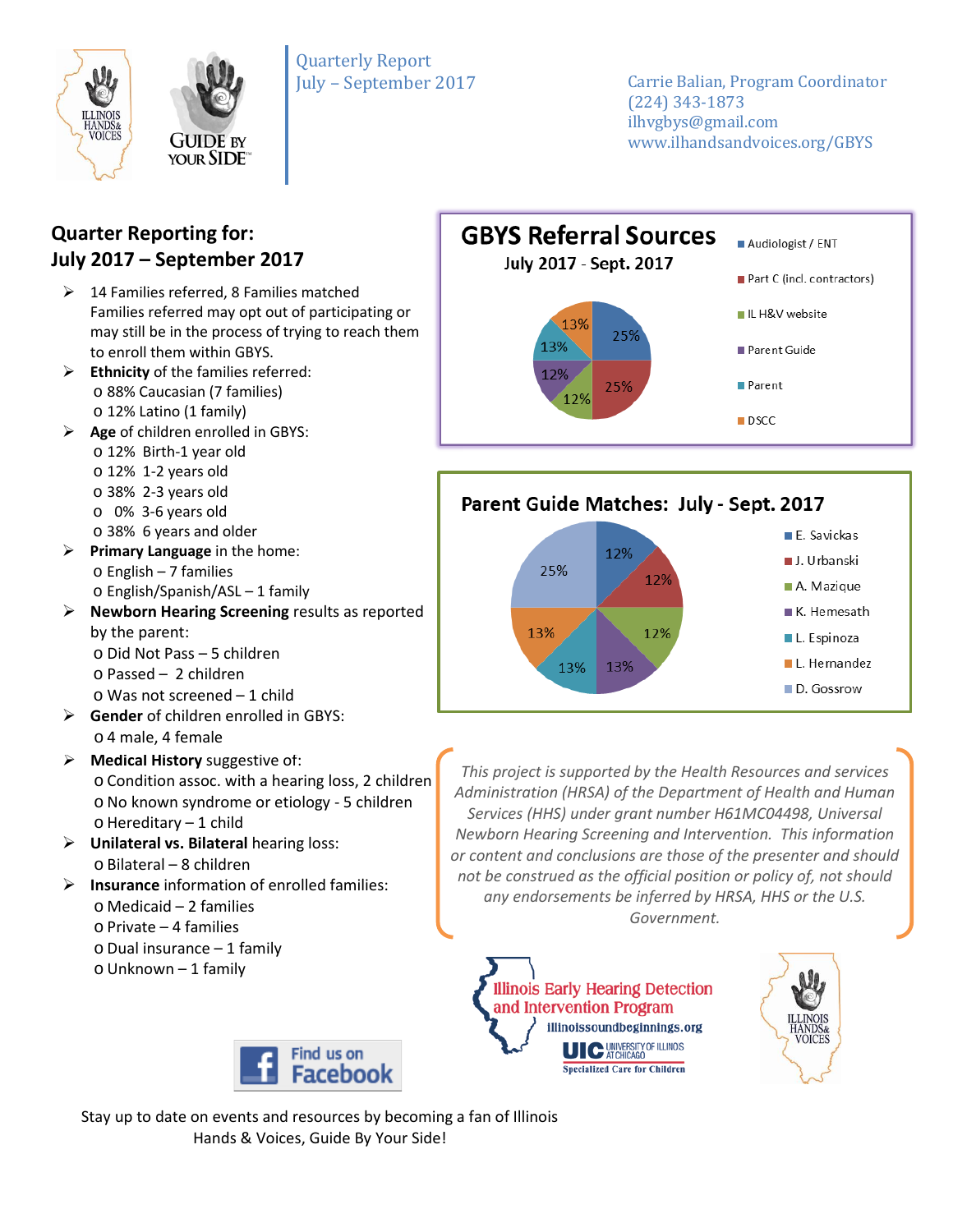Quarterly Report
July – September 2017

Carrie Balian, Program Coordinator
(224) 343-1873
ilhvgbys@gmail.com
www.ilhandsandvoices.org/GBYS

## Quarter Reporting for: July 2017 – September 2017

- 14 Families referred, 8 Families matched
  Families referred may opt out of participating or may still be in the process of trying to reach them to enroll them within GBYS.
- **Ethnicity** of the families referred:
  - 88% Caucasian (7 families)
  - 12% Latino (1 family)
- **Age** of children enrolled in GBYS:
  - 12% Birth-1 year old
  - 12% 1-2 years old
  - 38% 2-3 years old
  - 0% 3-6 years old
  - 38% 6 years and older
- **Primary Language** in the home:
  - English – 7 families
  - English/Spanish/ASL – 1 family
- **Newborn Hearing Screening** results as reported by the parent:
  - Did Not Pass – 5 children
  - Passed – 2 children
  - Was not screened – 1 child
- **Gender** of children enrolled in GBYS:
  - 4 male, 4 female
- **Medical History** suggestive of:
  - Condition assoc. with a hearing loss, 2 children
  - No known syndrome or etiology - 5 children
  - Hereditary – 1 child
- **Unilateral vs. Bilateral** hearing loss:
  - Bilateral – 8 children
- **Insurance** information of enrolled families:
  - Medicaid – 2 families
  - Private – 4 families
  - Dual insurance – 1 family
  - Unknown – 1 family

**GBYS Referral Sources**
July 2017 - Sept. 2017

25%
25%
12%
12%
13%
13%

Audiologist / ENT
Part C (incl. contractors)
IL H&V website
Parent Guide
Parent
DSCC

**Parent Guide Matches: July - Sept. 2017**

12%
12%
12%
13%
13%
13%
25%

E. Savickas
J. Urbanski
A. Mazique
K. Hemesath
L. Espinoza
L. Hernandez
D. Gossrow

*This project is supported by the Health Resources and services Administration (HRSA) of the Department of Health and Human Services (HHS) under grant number H61MC04498, Universal Newborn Hearing Screening and Intervention. This information or content and conclusions are those of the presenter and should not be construed as the official position or policy of, not should any endorsements be inferred by HRSA, HHS or the U.S. Government.*

Illinois Early Hearing Detection and Intervention Program
illinoissoundbeginnings.org
UIC University of Illinois at Chicago
Specialized Care for Children

Find us on Facebook

Stay up to date on events and resources by becoming a fan of Illinois Hands & Voices, Guide By Your Side!